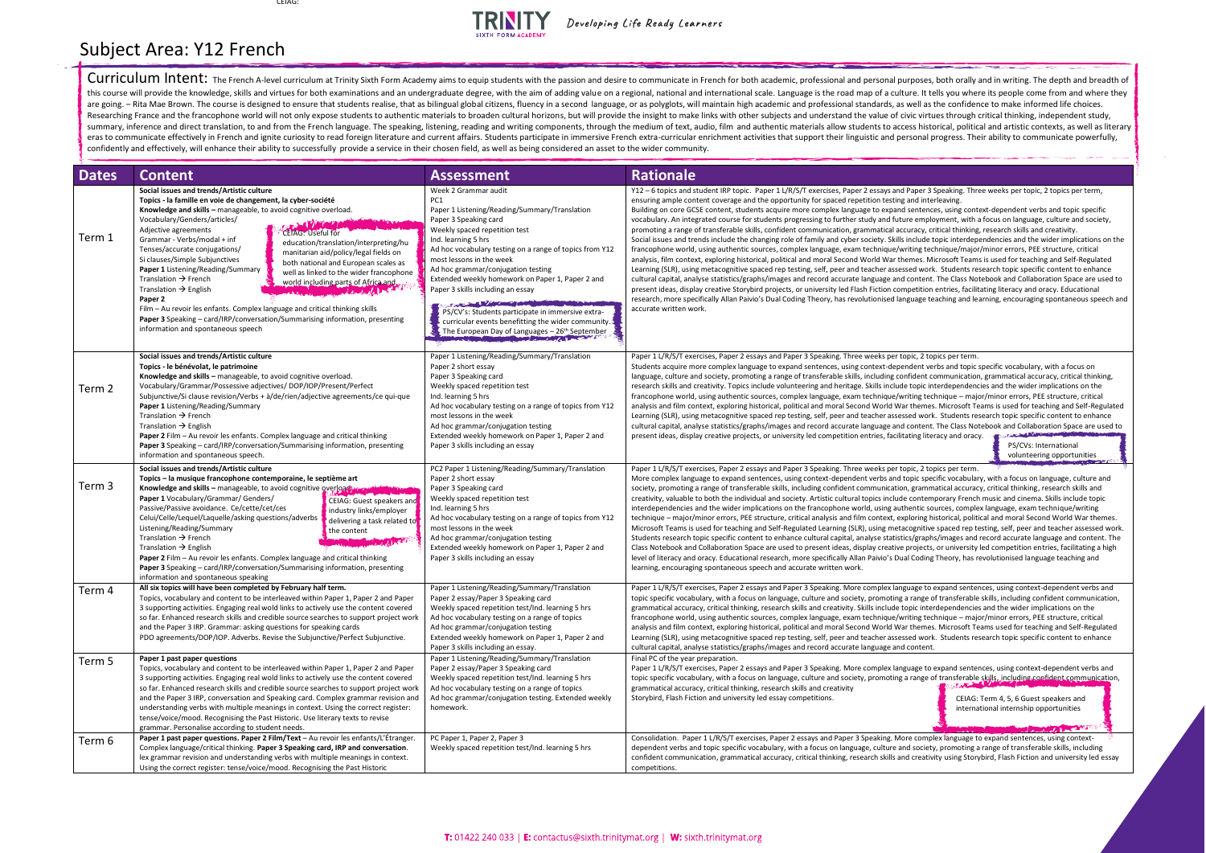# Subject Area: Y12 French

**Curriculum Intent:** The French A-level curriculum at Trinity Sixth Form Academy aims to equip students with the passion and desire to communicate in French for both academic, professional and personal purposes, both orally and in writing. The depth and breadth of this course will provide the knowledge, skills and virtues for both examinations and an undergraduate degree, with the aim of adding value on a regional, national and international scale. Language is the road map of a culture. It tells you where its people come from and where they are going. – Rita Mae Brown. The course is designed to ensure that students realise, that as bilingual global citizens, fluency in a second language, or as polyglots, will maintain high academic and professional standards, as well as the confidence to make informed life choices. Researching France and the francophone world will not only expose students to authentic materials to broaden cultural horizons, but will provide the insight to make links with other subjects and understand the value of civic virtues through critical thinking, independent study, summary, inference and direct translation, to and from the French language. The speaking, listening, reading and writing components, through the medium of text, audio, film and authentic materials allow students to access historical, political and artistic contexts, as well as literary eras to communicate effectively in French and ignite curiosity to read foreign literature and current affairs. Students participate in immersive French extra-curricular enrichment activities that support their linguistic and personal progress. Their ability to communicate powerfully, confidently and effectively, will enhance their ability to successfully provide a service in their chosen field, as well as being considered an asset to the wider community.

| Dates | Content | Assessment | Rationale |
|---|---|---|---|
| Term 1 | **Social issues and trends/Artistic culture**<br>**Topics - la famille en voie de changement, la cyber-société**<br>**Knowledge and skills –** manageable, to avoid cognitive overload.<br>Vocabulary/Genders/articles/<br>Adjective agreements<br>Grammar - Verbs/modal + inf<br>Tenses/accurate conjugations/<br>Si clauses/Simple Subjunctives<br>**Paper 1** Listening/Reading/Summary<br>Translation → French<br>Translation → English<br>**Paper 2**<br>Film – Au revoir les enfants. Complex language and critical thinking skills<br>**Paper 3** Speaking – card/IRP/conversation/Summarising information, presenting information and spontaneous speech<br><br>CEIAG: Useful for education/translation/interpreting/humanitarian aid/policy/legal fields on both national and European scales as well as linked to the wider francophone world including parts of Africa and … | Week 2 Grammar audit<br>PC1<br>Paper 1 Listening/Reading/Summary/Translation<br>Paper 3 Speaking card<br>Weekly spaced repetition test<br>Ind. learning 5 hrs<br>Ad hoc vocabulary testing on a range of topics from Y12 most lessons in the week<br>Ad hoc grammar/conjugation testing<br>Extended weekly homework on Paper 1, Paper 2 and Paper 3 skills including an essay<br><br>PS/CV's: Students participate in immersive extra-curricular events benefitting the wider community. The European Day of Languages – 26th September | Y12 – 6 topics and student IRP topic. Paper 1 L/R/S/T exercises, Paper 2 essays and Paper 3 Speaking. Three weeks per topic, 2 topics per term, ensuring ample content coverage and the opportunity for spaced repetition testing and interleaving.<br>Building on core GCSE content, students acquire more complex language to expand sentences, using context-dependent verbs and topic specific vocabulary. An integrated course for students progressing to further study and future employment, with a focus on language, culture and society, promoting a range of transferable skills, confident communication, grammatical accuracy, critical thinking, research skills and creativity.<br>Social issues and trends include the changing role of family and cyber society. Skills include topic interdependencies and the wider implications on the francophone world, using authentic sources, complex language, exam technique/writing technique/major/minor errors, PEE structure, critical analysis, film context, exploring historical, political and moral Second World War themes. Microsoft Teams is used for teaching and Self-Regulated Learning (SLR), using metacognitive spaced rep testing, self, peer and teacher assessed work. Students research topic specific content to enhance cultural capital, analyse statistics/graphs/images and record accurate language and content. The Class Notebook and Collaboration Space are used to present ideas, display creative Storybird projects, or university led Flash Fiction competition entries, facilitating literacy and oracy. Educational research, more specifically Allan Paivio's Dual Coding Theory, has revolutionised language teaching and learning, encouraging spontaneous speech and accurate written work. |
| Term 2 | **Social issues and trends/Artistic culture**<br>**Topics - le bénévolat, le patrimoine**<br>**Knowledge and skills –** manageable, to avoid cognitive overload.<br>Vocabulary/Grammar/Possessive adjectives/ DOP/IOP/Present/Perfect<br>Subjunctive/Si clause revision/Verbs + à/de/rien/adjective agreements/ce qui-que<br>**Paper 1** Listening/Reading/Summary<br>Translation → French<br>Translation → English<br>**Paper 2** Film – Au revoir les enfants. Complex language and critical thinking<br>**Paper 3** Speaking – card/IRP/conversation/Summarising information, presenting information and spontaneous speech. | Paper 1 Listening/Reading/Summary/Translation<br>Paper 2 short essay<br>Paper 3 Speaking card<br>Weekly spaced repetition test<br>Ind. learning 5 hrs<br>Ad hoc vocabulary testing on a range of topics from Y12 most lessons in the week<br>Ad hoc grammar/conjugation testing<br>Extended weekly homework on Paper 1, Paper 2 and Paper 3 skills including an essay | Paper 1 L/R/S/T exercises, Paper 2 essays and Paper 3 Speaking. Three weeks per topic, 2 topics per term.<br>Students acquire more complex language to expand sentences, using context-dependent verbs and topic specific vocabulary, with a focus on language, culture and society, promoting a range of transferable skills, including confident communication, grammatical accuracy, critical thinking, research skills and creativity. Topics include volunteering and heritage. Skills include topic interdependencies and the wider implications on the francophone world, using authentic sources, complex language, exam technique/writing technique – major/minor errors, PEE structure, critical analysis and film context, exploring historical, political and moral Second World War themes. Microsoft Teams is used for teaching and Self-Regulated Learning (SLR), using metacognitive spaced rep testing, self, peer and teacher assessed work. Students research topic specific content to enhance cultural capital, analyse statistics/graphs/images and record accurate language and content. The Class Notebook and Collaboration Space are used to present ideas, display creative projects, or university led competition entries, facilitating literacy and oracy.<br><br>PS/CVs: International volunteering opportunities |
| Term 3 | **Social issues and trends/Artistic culture**<br>**Topics – la musique francophone contemporaine, le septième art**<br>**Knowledge and skills –** manageable, to avoid cognitive overload.<br>**Paper 1** Vocabulary/Grammar/ Genders/<br>Passive/Passive avoidance. Ce/cette/cet/ces<br>Celui/Celle/Lequel/Laquelle/asking questions/adverbs<br>Listening/Reading/Summary<br>Translation → French<br>Translation → English<br>**Paper 2** Film – Au revoir les enfants. Complex language and critical thinking<br>**Paper 3** Speaking – card/IRP/conversation/Summarising information, presenting information and spontaneous speaking<br><br>CEIAG: Guest speakers and industry links/employer delivering a task related to the content | PC2 Paper 1 Listening/Reading/Summary/Translation<br>Paper 2 short essay<br>Paper 3 Speaking card<br>Weekly spaced repetition test<br>Ind. learning 5 hrs<br>Ad hoc vocabulary testing on a range of topics from Y12 most lessons in the week<br>Ad hoc grammar/conjugation testing<br>Extended weekly homework on Paper 1, Paper 2 and Paper 3 skills including an essay | Paper 1 L/R/S/T exercises, Paper 2 essays and Paper 3 Speaking. Three weeks per topic, 2 topics per term.<br>More complex language to expand sentences, using context-dependent verbs and topic specific vocabulary, with a focus on language, culture and society, promoting a range of transferable skills, including confident communication, grammatical accuracy, critical thinking, research skills and creativity, valuable to both the individual and society. Artistic cultural topics include contemporary French music and cinema. Skills include topic interdependencies and the wider implications on the francophone world, using authentic sources, complex language, exam technique/writing technique – major/minor errors, PEE structure, critical analysis and film context, exploring historical, political and moral Second World War themes. Microsoft Teams is used for teaching and Self-Regulated Learning (SLR), using metacognitive spaced rep testing, self, peer and teacher assessed work. Students research topic specific content to enhance cultural capital, analyse statistics/graphs/images and record accurate language and content. The Class Notebook and Collaboration Space are used to present ideas, display creative projects, or university led competition entries, facilitating a high level of literacy and oracy. Educational research, more specifically Allan Paivio's Dual Coding Theory, has revolutionised language teaching and learning, encouraging spontaneous speech and accurate written work. |
| Term 4 | **All six topics will have been completed by February half term.**<br>Topics, vocabulary and content to be interleaved within Paper 1, Paper 2 and Paper 3 supporting activities. Engaging real wold links to actively use the content covered so far. Enhanced research skills and credible source searches to support project work and the Paper 3 IRP. Grammar: asking questions for speaking cards<br>PDO agreements/DOP/IOP. Adverbs. Revise the Subjunctive/Perfect Subjunctive. | Paper 1 Listening/Reading/Summary/Translation<br>Paper 2 essay/Paper 3 Speaking card<br>Weekly spaced repetition test/Ind. learning 5 hrs<br>Ad hoc vocabulary testing on a range of topics<br>Ad hoc grammar/conjugation testing<br>Extended weekly homework on Paper 1, Paper 2 and Paper 3 skills including an essay. | Paper 1 L/R/S/T exercises, Paper 2 essays and Paper 3 Speaking. More complex language to expand sentences, using context-dependent verbs and topic specific vocabulary, with a focus on language, culture and society, promoting a range of transferable skills, including confident communication, grammatical accuracy, critical thinking, research skills and creativity. Skills include topic interdependencies and the wider implications on the francophone world, using authentic sources, complex language, exam technique/writing technique – major/minor errors, PEE structure, critical analysis and film context, exploring historical, political and moral Second World War themes. Microsoft Teams used for teaching and Self-Regulated Learning (SLR), using metacognitive spaced rep testing, self, peer and teacher assessed work. Students research topic specific content to enhance cultural capital, analyse statistics/graphs/images and record accurate language and content. |
| Term 5 | **Paper 1 past paper questions**<br>Topics, vocabulary and content to be interleaved within Paper 1, Paper 2 and Paper 3 supporting activities. Engaging real wold links to actively use the content covered so far. Enhanced research skills and credible source searches to support project work and the Paper 3 IRP, conversation and Speaking card. Complex grammar revision and understanding verbs with multiple meanings in context. Using the correct register: tense/voice/mood. Recognising the Past Historic. Use literary texts to revise grammar. Personalise according to student needs. | Paper 1 Listening/Reading/Summary/Translation<br>Paper 2 essay/Paper 3 Speaking card<br>Weekly spaced repetition test/Ind. learning 5 hrs<br>Ad hoc vocabulary testing on a range of topics<br>Ad hoc grammar/conjugation testing. Extended weekly homework. | Final PC of the year preparation.<br>Paper 1 L/R/S/T exercises, Paper 2 essays and Paper 3 Speaking. More complex language to expand sentences, using context-dependent verbs and topic specific vocabulary, with a focus on language, culture and society, promoting a range of transferable skills, including confident communication, grammatical accuracy, critical thinking, research skills and creativity<br>Storybird, Flash Fiction and university led essay competitions.<br><br>CEIAG: Term 4, 5, 6 Guest speakers and international internship opportunities |
| Term 6 | **Paper 1 past paper questions. Paper 2 Film/Text** – Au revoir les enfants/L'Étranger. Complex language/critical thinking. **Paper 3 Speaking card, IRP and conversation.** Complex lex grammar revision and understanding verbs with multiple meanings in context. Using the correct register: tense/voice/mood. Recognising the Past Historic | PC Paper 1, Paper 2, Paper 3<br>Weekly spaced repetition test/Ind. learning 5 hrs | Consolidation. Paper 1 L/R/S/T exercises, Paper 2 essays and Paper 3 Speaking. More complex language to expand sentences, using context-dependent verbs and topic specific vocabulary, with a focus on language, culture and society, promoting a range of transferable skills, including confident communication, grammatical accuracy, critical thinking, research skills and creativity using Storybird, Flash Fiction and university led essay competitions. |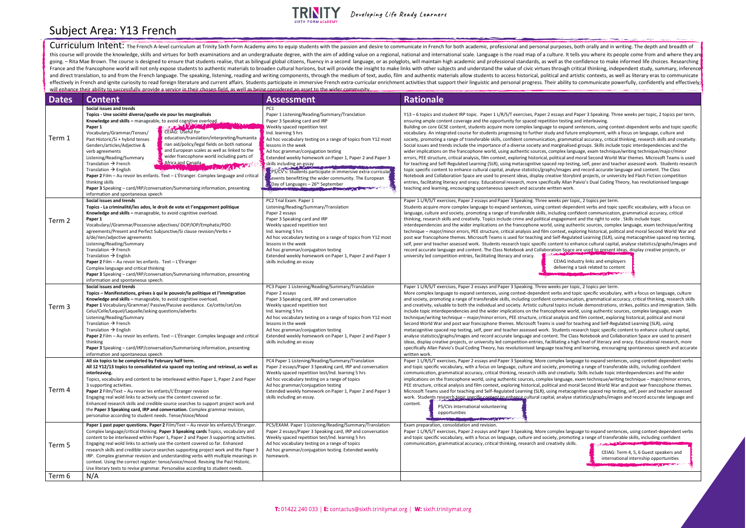# Subject Area: Y13 French

Developing Life Ready Learners

**Curriculum Intent:** The French A-level curriculum at Trinity Sixth Form Academy aims to equip students with the passion and desire to communicate in French for both academic, professional and personal purposes, both orally and in writing. The depth and breadth of this course will provide the knowledge, skills and virtues for both examinations and an undergraduate degree, with the aim of adding value on a regional, national and international scale. Language is the road map of a culture. It tells you where its people come from and where they are going. – Rita Mae Brown. The course is designed to ensure that students realise, that as bilingual global citizens, fluency in a second language, or as polyglots, will maintain high academic and professional standards, as well as the confidence to make informed life choices. Researching France and the francophone world will not only expose students to authentic materials to broaden cultural horizons, but will provide the insight to make links with other subjects and understand the value of civic virtues through critical thinking, independent study, summary, inference and direct translation, to and from the French language. The speaking, listening, reading and writing components, through the medium of text, audio, film and authentic materials allow students to access historical, political and artistic contexts, as well as literary eras to communicate effectively in French and ignite curiosity to read foreign literature and current affairs. Students participate in immersive French extra-curricular enrichment activities that support their linguistic and personal progress. Their ability to communicate powerfully, confidently and effectively, will enhance their ability to successfully provide a service in their chosen field, as well as being considered an asset to the wider community.

| Dates | Content | Assessment | Rationale |
|---|---|---|---|
| Term 1 | **Social issues and trends**<br>**Topics - Une société diverse/quelle vie pour les marginalisés**<br>**Knowledge and skills –** manageable, to avoid cognitive overload.<br>**Paper 1**<br>Vocabulary/Grammar/Tenses/<br>Past Historic/Si + hybrid tenses<br>Genders/articles/Adjective &<br>verb agreements<br>Listening/Reading/Summary<br>Translation → French<br>Translation → English<br>CEIAG: Useful for education/translation/interpreting/humanitarian aid/policy/legal fields on both national and European scales as well as linked to the wider francophone world including parts of Africa and Canada<br>**Paper 2** Film – Au revoir les enfants. Text – L'Étranger. Complex language and critical thinking skills<br>**Paper 3** Speaking – card/IRP/conversation/Summarising information, presenting information and spontaneous speech | PC1<br>Paper 1 Listening/Reading/Summary/Translation<br>Paper 3 Speaking card and IRP<br>Weekly spaced repetition test<br>Ind. learning 5 hrs<br>Ad hoc vocabulary testing on a range of topics from Y12 most lessons in the week<br>Ad hoc grammar/conjugation testing<br>Extended weekly homework on Paper 1, Paper 2 and Paper 3 skills including an essay<br>PS/CV's: Students participate in immersive extra-curricular events benefitting the wider community. The European Day of Languages – 26th September | Y13 – 6 topics and student IRP topic. Paper 1 L/R/S/T exercises, Paper 2 essays and Paper 3 Speaking. Three weeks per topic, 2 topics per term, ensuring ample content coverage and the opportunity for spaced repetition testing and interleaving.<br>Building on core GCSE content, students acquire more complex language to expand sentences, using context-dependent verbs and topic specific vocabulary. An integrated course for students progressing to further study and future employment, with a focus on language, culture and society, promoting a range of transferable skills, confident communication, grammatical accuracy, critical thinking, research skills and creativity. Social issues and trends include the importance of a diverse society and marginalised groups. Skills include topic interdependencies and the wider implications on the francophone world, using authentic sources, complex language, exam technique/writing technique/major/minor errors, PEE structure, critical analysis, film context, exploring historical, political and moral Second World War themes. Microsoft Teams is used for teaching and Self-Regulated Learning (SLR), using metacognitive spaced rep testing, self, peer and teacher assessed work. Students research topic specific content to enhance cultural capital, analyse statistics/graphs/images and record accurate language and content. The Class Notebook and Collaboration Space are used to present ideas, display creative Storybird projects, or university led Flash Fiction competition entries, facilitating literacy and oracy. Educational research, more specifically Allan Paivio's Dual Coding Theory, has revolutionised language teaching and learning, encouraging spontaneous speech and accurate written work. |
| Term 2 | **Social issues and trends**<br>**Topics - La criminalité/les ados, le droit de vote et l'engagement politique**<br>**Knowledge and skills –** manageable, to avoid cognitive overload.<br>**Paper 1**<br>Vocabulary//Grammar/Possessive adjectives/ DOP/IOP/Emphatic/PDO agreements/Present and Perfect Subjunctive/Si clause revision/Verbs + à/de/rien/adjective agreements<br>Listening/Reading/Summary<br>Translation → French<br>Translation → English<br>**Paper 2** Film – Au revoir les enfants. Text – L'Étranger<br>Complex language and critical thinking<br>**Paper 3** Speaking – card/IRP/conversation/Summarising information, presenting information and spontaneous speech. | PC2 Trial Exam. Paper 1<br>Listening/Reading/Summary/Translation<br>Paper 2 essays<br>Paper 3 Speaking card and IRP<br>Weekly spaced repetition test<br>Ind. learning 5 hrs<br>Ad hoc vocabulary testing on a range of topics from Y12 most lessons in the week<br>Ad hoc grammar/conjugation testing<br>Extended weekly homework on Paper 1, Paper 2 and Paper 3 skills including an essay | Paper 1 L/R/S/T exercises, Paper 2 essays and Paper 3 Speaking. Three weeks per topic, 2 topics per term.<br>Students acquire more complex language to expand sentences, using context-dependent verbs and topic specific vocabulary, with a focus on language, culture and society, promoting a range of transferable skills, including confident communication, grammatical accuracy, critical thinking, research skills and creativity. Topics include crime and political engagement and the right to vote . Skills include topic interdependencies and the wider implications on the francophone world, using authentic sources, complex language, exam technique/writing technique – major/minor errors, PEE structure, critical analysis and film context, exploring historical, political and moral Second World War and post war francophone themes. Microsoft Teams is used for teaching and Self-Regulated Learning (SLR), using metacognitive spaced rep testing, self, peer and teacher assessed work. Students research topic specific content to enhance cultural capital, analyse statistics/graphs/images and record accurate language and content. The Class Notebook and Collaboration Space are used to present ideas, display creative projects, or university led competition entries, facilitating literacy and oracy.<br>CEIAG Industry links and employers delivering a task related to content |
| Term 3 | **Social issues and trends**<br>**Topics – Manifestations, grèves à qui le pouvoir/la politique et l'immigration**<br>**Knowledge and skills –** manageable, to avoid cognitive overload.<br>**Paper 1** Vocabulary/Grammar/ Passive/Passive avoidance. Ce/cette/cet/ces Celui/Celle/Lequel/Laquelle/asking questions/adverbs<br>Listening/Reading/Summary<br>Translation → French<br>Translation → English<br>**Paper 2** Film – Au revoir les enfants. Text – L'Étranger. Complex language and critical thinking<br>**Paper 3** Speaking – card/IRP/conversation/Summarising information, presenting information and spontaneous speech | PC3 Paper 1 Listening/Reading/Summary/Translation<br>Paper 2 essays<br>Paper 3 Speaking card, IRP and conversation<br>Weekly spaced repetition test<br>Ind. learning 5 hrs<br>Ad hoc vocabulary testing on a range of topics from Y12 most lessons in the week<br>Ad hoc grammar/conjugation testing<br>Extended weekly homework on Paper 1, Paper 2 and Paper 3 skills including an essay | Paper 1 L/R/S/T exercises, Paper 2 essays and Paper 3 Speaking. Three weeks per topic, 2 topics per term.<br>More complex language to expand sentences, using context-dependent verbs and topic specific vocabulary, with a focus on language, culture and society, promoting a range of transferable skills, including confident communication, grammatical accuracy, critical thinking, research skills and creativity, valuable to both the individual and society. Artistic cultural topics include demonstrations, strikes, politics and immigration. Skills include topic interdependencies and the wider implications on the francophone world, using authentic sources, complex language, exam technique/writing technique – major/minor errors, PEE structure, critical analysis and film context, exploring historical, political and moral Second World War and post war francophone themes. Microsoft Teams is used for teaching and Self-Regulated Learning (SLR), using metacognitive spaced rep testing, self, peer and teacher assessed work. Students research topic specific content to enhance cultural capital, analyse statistics/graphs/images and record accurate language and content. The Class Notebook and Collaboration Space are used to present ideas, display creative projects, or university led competition entries, facilitating a high level of literacy and oracy. Educational research, more specifically Allan Paivio's Dual Coding Theory, has revolutionised language teaching and learning, encouraging spontaneous speech and accurate written work. |
| Term 4 | **All six topics to be completed by February half term.**<br>**All 12 Y12/13 topics to consolidated via spaced rep testing and retrieval, as well as interleaving.**<br>Topics, vocabulary and content to be interleaved within Paper 1, Paper 2 and Paper 3 supporting activities.<br>**Paper 2** Film/Text – Au revoir les enfants/L'Étranger revision<br>Engaging real wold links to actively use the content covered so far.<br>Enhanced research skills and credible source searches to support project work and the **Paper 3 Speaking card, IRP and conversation.** Complex grammar revision, personalise according to student needs. Tense/Voice/Mood | PC4 Paper 1 Listening/Reading/Summary/Translation<br>Paper 2 essays/Paper 3 Speaking card, IRP and conversation<br>Weekly spaced repetition test/Ind. learning 5 hrs<br>Ad hoc vocabulary testing on a range of topics<br>Ad hoc grammar/conjugation testing<br>Extended weekly homework on Paper 1, Paper 2 and Paper 3 skills including an essay. | Paper 1 L/R/S/T exercises, Paper 2 essays and Paper 3 Speaking. More complex language to expand sentences, using context-dependent verbs and topic specific vocabulary, with a focus on language, culture and society, promoting a range of transferable skills, including confident communication, grammatical accuracy, critical thinking, research skills and creativity. Skills include topic interdependencies and the wider implications on the francophone world, using authentic sources, complex language, exam technique/writing technique – major/minor errors, PEE structure, critical analysis and film context, exploring historical, political and moral Second World War and post war francophone themes. Microsoft Teams used for teaching and Self-Regulated Learning (SLR), using metacognitive spaced rep testing, self, peer and teacher assessed work. Students research topic specific content to enhance cultural capital, analyse statistics/graphs/images and record accurate language and content.<br>PS/CVs International volunteering opportunities |
| Term 5 | **Paper 1 past paper questions. Paper 2** Film/Text – Au revoir les enfants/L'Étranger. Complex language/critical thinking. **Paper 3 Speaking cards** Topics, vocabulary and content to be interleaved within Paper 1, Paper 2 and Paper 3 supporting activities. Engaging real wold links to actively use the content covered so far. Enhanced research skills and credible source searches supporting project work and the Paper 3 IRP. Complex grammar revision and understanding verbs with multiple meanings in context. Using the correct register: tense/voice/mood. Revising the Past Historic. Use literary texts to revise grammar. Personalise according to student needs. | PC5/EXAM. Paper 1 Listening/Reading/Summary/Translation<br>Paper 2 essays/Paper 3 Speaking card, IRP and conversation<br>Weekly spaced repetition test/Ind. learning 5 hrs<br>Ad hoc vocabulary testing on a range of topics<br>Ad hoc grammar/conjugation testing. Extended weekly homework. | Exam preparation, consolidation and revision.<br>Paper 1 L/R/S/T exercises, Paper 2 essays and Paper 3 Speaking. More complex language to expand sentences, using context-dependent verbs and topic specific vocabulary, with a focus on language, culture and society, promoting a range of transferable skills, including confident communication, grammatical accuracy, critical thinking, research and creativity skills.<br>CEIAG: Term 4, 5, 6 Guest speakers and international internship opportunities |
| Term 6 | N/A | | |

T: 01422 240 033 | E: contactus@sixth.trinitymat.org | W: sixth.trinitymat.org